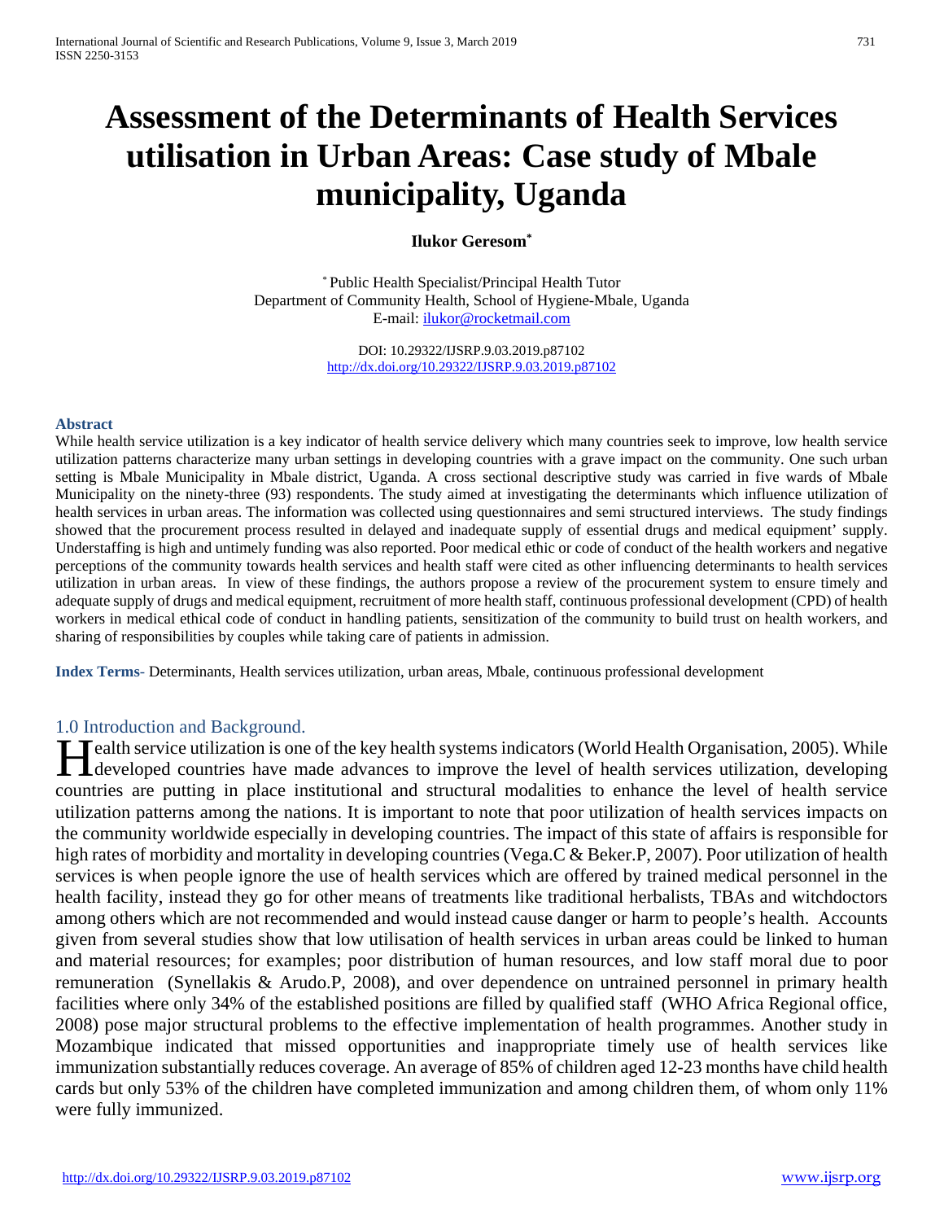# Assessment of the Determinants of Health Services utilisation in Urban Areas: Case study of Mbale municipality, Uganda

**Ilukor Geresom[*]**

[*] Public Health Specialist/Principal Health Tutor
Department of Community Health, School of Hygiene-Mbale, Uganda
E-mail: ilukor@rocketmail.com

DOI: 10.29322/IJSRP.9.03.2019.p87102
http://dx.doi.org/10.29322/IJSRP.9.03.2019.p87102

**Abstract**

While health service utilization is a key indicator of health service delivery which many countries seek to improve, low health service utilization patterns characterize many urban settings in developing countries with a grave impact on the community. One such urban setting is Mbale Municipality in Mbale district, Uganda. A cross sectional descriptive study was carried in five wards of Mbale Municipality on the ninety-three (93) respondents. The study aimed at investigating the determinants which influence utilization of health services in urban areas. The information was collected using questionnaires and semi structured interviews. The study findings showed that the procurement process resulted in delayed and inadequate supply of essential drugs and medical equipment' supply. Understaffing is high and untimely funding was also reported. Poor medical ethic or code of conduct of the health workers and negative perceptions of the community towards health services and health staff were cited as other influencing determinants to health services utilization in urban areas. In view of these findings, the authors propose a review of the procurement system to ensure timely and adequate supply of drugs and medical equipment, recruitment of more health staff, continuous professional development (CPD) of health workers in medical ethical code of conduct in handling patients, sensitization of the community to build trust on health workers, and sharing of responsibilities by couples while taking care of patients in admission.

**Index Terms**- Determinants, Health services utilization, urban areas, Mbale, continuous professional development

## 1.0 Introduction and Background.

Health service utilization is one of the key health systems indicators (World Health Organisation, 2005). While developed countries have made advances to improve the level of health services utilization, developing countries are putting in place institutional and structural modalities to enhance the level of health service utilization patterns among the nations. It is important to note that poor utilization of health services impacts on the community worldwide especially in developing countries. The impact of this state of affairs is responsible for high rates of morbidity and mortality in developing countries (Vega.C & Beker.P, 2007). Poor utilization of health services is when people ignore the use of health services which are offered by trained medical personnel in the health facility, instead they go for other means of treatments like traditional herbalists, TBAs and witchdoctors among others which are not recommended and would instead cause danger or harm to people's health. Accounts given from several studies show that low utilisation of health services in urban areas could be linked to human and material resources; for examples; poor distribution of human resources, and low staff moral due to poor remuneration (Synellakis & Arudo.P, 2008), and over dependence on untrained personnel in primary health facilities where only 34% of the established positions are filled by qualified staff (WHO Africa Regional office, 2008) pose major structural problems to the effective implementation of health programmes. Another study in Mozambique indicated that missed opportunities and inappropriate timely use of health services like immunization substantially reduces coverage. An average of 85% of children aged 12-23 months have child health cards but only 53% of the children have completed immunization and among children them, of whom only 11% were fully immunized.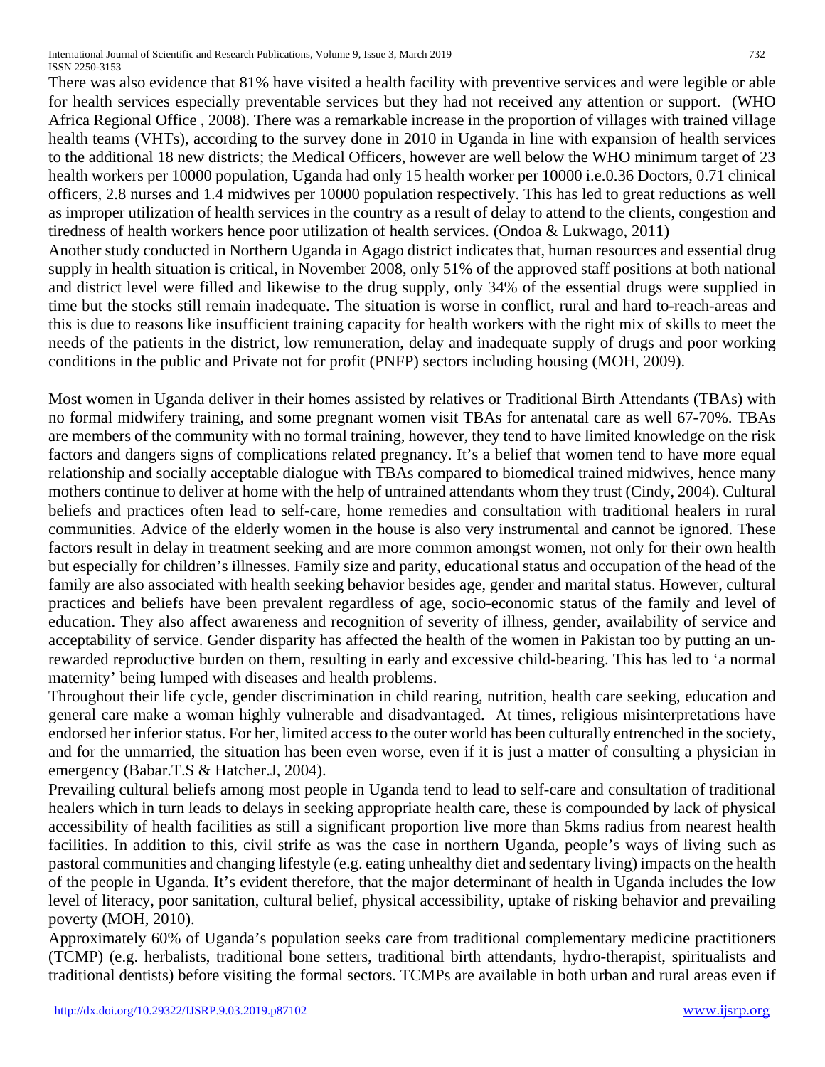There was also evidence that 81% have visited a health facility with preventive services and were legible or able for health services especially preventable services but they had not received any attention or support. (WHO Africa Regional Office , 2008). There was a remarkable increase in the proportion of villages with trained village health teams (VHTs), according to the survey done in 2010 in Uganda in line with expansion of health services to the additional 18 new districts; the Medical Officers, however are well below the WHO minimum target of 23 health workers per 10000 population, Uganda had only 15 health worker per 10000 i.e.0.36 Doctors, 0.71 clinical officers, 2.8 nurses and 1.4 midwives per 10000 population respectively. This has led to great reductions as well as improper utilization of health services in the country as a result of delay to attend to the clients, congestion and tiredness of health workers hence poor utilization of health services. (Ondoa & Lukwago, 2011)

Another study conducted in Northern Uganda in Agago district indicates that, human resources and essential drug supply in health situation is critical, in November 2008, only 51% of the approved staff positions at both national and district level were filled and likewise to the drug supply, only 34% of the essential drugs were supplied in time but the stocks still remain inadequate. The situation is worse in conflict, rural and hard to-reach-areas and this is due to reasons like insufficient training capacity for health workers with the right mix of skills to meet the needs of the patients in the district, low remuneration, delay and inadequate supply of drugs and poor working conditions in the public and Private not for profit (PNFP) sectors including housing (MOH, 2009).

Most women in Uganda deliver in their homes assisted by relatives or Traditional Birth Attendants (TBAs) with no formal midwifery training, and some pregnant women visit TBAs for antenatal care as well 67-70%. TBAs are members of the community with no formal training, however, they tend to have limited knowledge on the risk factors and dangers signs of complications related pregnancy. It's a belief that women tend to have more equal relationship and socially acceptable dialogue with TBAs compared to biomedical trained midwives, hence many mothers continue to deliver at home with the help of untrained attendants whom they trust (Cindy, 2004). Cultural beliefs and practices often lead to self-care, home remedies and consultation with traditional healers in rural communities. Advice of the elderly women in the house is also very instrumental and cannot be ignored. These factors result in delay in treatment seeking and are more common amongst women, not only for their own health but especially for children's illnesses. Family size and parity, educational status and occupation of the head of the family are also associated with health seeking behavior besides age, gender and marital status. However, cultural practices and beliefs have been prevalent regardless of age, socio-economic status of the family and level of education. They also affect awareness and recognition of severity of illness, gender, availability of service and acceptability of service. Gender disparity has affected the health of the women in Pakistan too by putting an un-rewarded reproductive burden on them, resulting in early and excessive child-bearing. This has led to 'a normal maternity' being lumped with diseases and health problems.

Throughout their life cycle, gender discrimination in child rearing, nutrition, health care seeking, education and general care make a woman highly vulnerable and disadvantaged. At times, religious misinterpretations have endorsed her inferior status. For her, limited access to the outer world has been culturally entrenched in the society, and for the unmarried, the situation has been even worse, even if it is just a matter of consulting a physician in emergency (Babar.T.S & Hatcher.J, 2004).

Prevailing cultural beliefs among most people in Uganda tend to lead to self-care and consultation of traditional healers which in turn leads to delays in seeking appropriate health care, these is compounded by lack of physical accessibility of health facilities as still a significant proportion live more than 5kms radius from nearest health facilities. In addition to this, civil strife as was the case in northern Uganda, people's ways of living such as pastoral communities and changing lifestyle (e.g. eating unhealthy diet and sedentary living) impacts on the health of the people in Uganda. It's evident therefore, that the major determinant of health in Uganda includes the low level of literacy, poor sanitation, cultural belief, physical accessibility, uptake of risking behavior and prevailing poverty (MOH, 2010).

Approximately 60% of Uganda's population seeks care from traditional complementary medicine practitioners (TCMP) (e.g. herbalists, traditional bone setters, traditional birth attendants, hydro-therapist, spiritualists and traditional dentists) before visiting the formal sectors. TCMPs are available in both urban and rural areas even if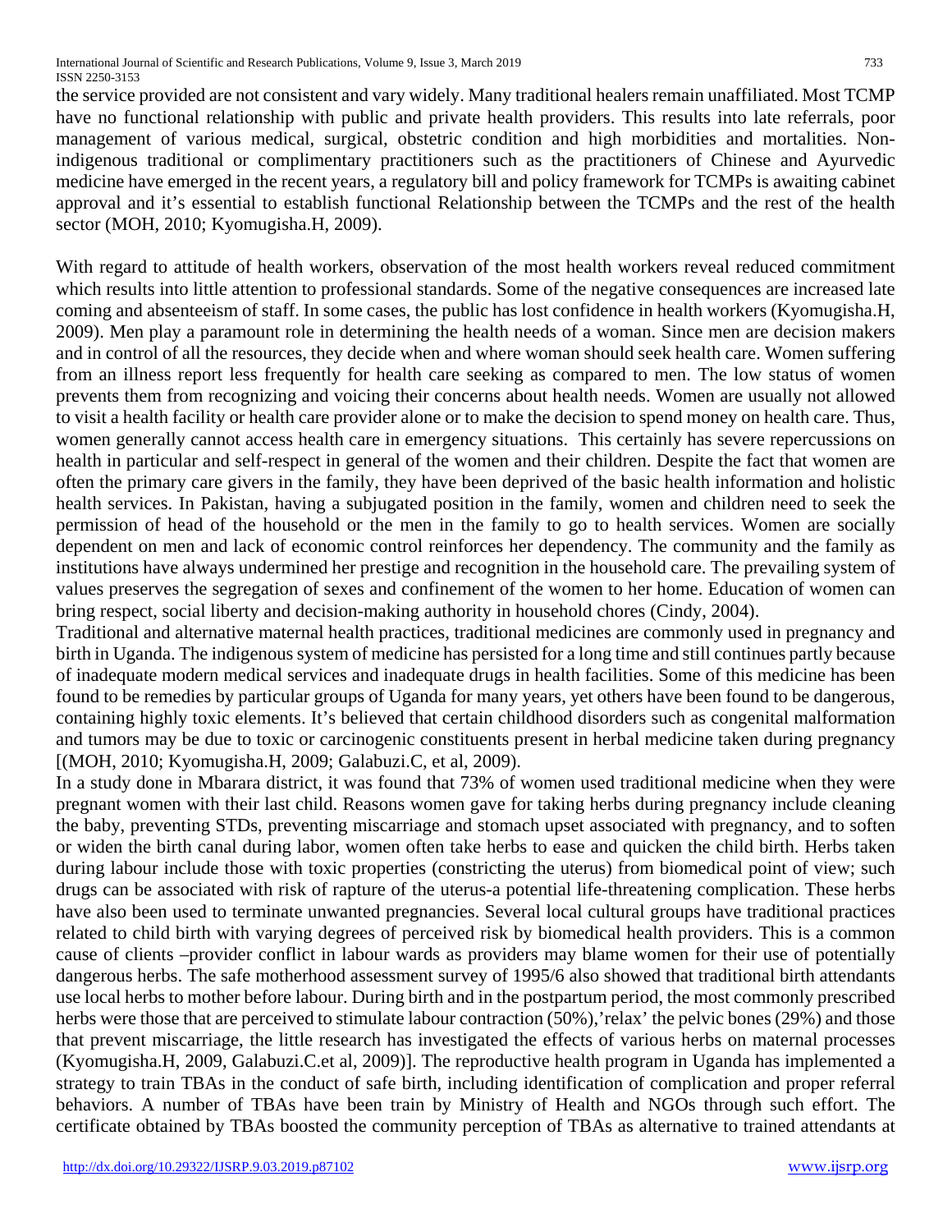the service provided are not consistent and vary widely. Many traditional healers remain unaffiliated. Most TCMP have no functional relationship with public and private health providers. This results into late referrals, poor management of various medical, surgical, obstetric condition and high morbidities and mortalities. Non-indigenous traditional or complimentary practitioners such as the practitioners of Chinese and Ayurvedic medicine have emerged in the recent years, a regulatory bill and policy framework for TCMPs is awaiting cabinet approval and it's essential to establish functional Relationship between the TCMPs and the rest of the health sector (MOH, 2010; Kyomugisha.H, 2009).

With regard to attitude of health workers, observation of the most health workers reveal reduced commitment which results into little attention to professional standards. Some of the negative consequences are increased late coming and absenteeism of staff. In some cases, the public has lost confidence in health workers (Kyomugisha.H, 2009). Men play a paramount role in determining the health needs of a woman. Since men are decision makers and in control of all the resources, they decide when and where woman should seek health care. Women suffering from an illness report less frequently for health care seeking as compared to men. The low status of women prevents them from recognizing and voicing their concerns about health needs. Women are usually not allowed to visit a health facility or health care provider alone or to make the decision to spend money on health care. Thus, women generally cannot access health care in emergency situations. This certainly has severe repercussions on health in particular and self-respect in general of the women and their children. Despite the fact that women are often the primary care givers in the family, they have been deprived of the basic health information and holistic health services. In Pakistan, having a subjugated position in the family, women and children need to seek the permission of head of the household or the men in the family to go to health services. Women are socially dependent on men and lack of economic control reinforces her dependency. The community and the family as institutions have always undermined her prestige and recognition in the household care. The prevailing system of values preserves the segregation of sexes and confinement of the women to her home. Education of women can bring respect, social liberty and decision-making authority in household chores (Cindy, 2004).

Traditional and alternative maternal health practices, traditional medicines are commonly used in pregnancy and birth in Uganda. The indigenous system of medicine has persisted for a long time and still continues partly because of inadequate modern medical services and inadequate drugs in health facilities. Some of this medicine has been found to be remedies by particular groups of Uganda for many years, yet others have been found to be dangerous, containing highly toxic elements. It's believed that certain childhood disorders such as congenital malformation and tumors may be due to toxic or carcinogenic constituents present in herbal medicine taken during pregnancy [(MOH, 2010; Kyomugisha.H, 2009; Galabuzi.C, et al, 2009).

In a study done in Mbarara district, it was found that 73% of women used traditional medicine when they were pregnant women with their last child. Reasons women gave for taking herbs during pregnancy include cleaning the baby, preventing STDs, preventing miscarriage and stomach upset associated with pregnancy, and to soften or widen the birth canal during labor, women often take herbs to ease and quicken the child birth. Herbs taken during labour include those with toxic properties (constricting the uterus) from biomedical point of view; such drugs can be associated with risk of rapture of the uterus-a potential life-threatening complication. These herbs have also been used to terminate unwanted pregnancies. Several local cultural groups have traditional practices related to child birth with varying degrees of perceived risk by biomedical health providers. This is a common cause of clients –provider conflict in labour wards as providers may blame women for their use of potentially dangerous herbs. The safe motherhood assessment survey of 1995/6 also showed that traditional birth attendants use local herbs to mother before labour. During birth and in the postpartum period, the most commonly prescribed herbs were those that are perceived to stimulate labour contraction (50%),'relax' the pelvic bones (29%) and those that prevent miscarriage, the little research has investigated the effects of various herbs on maternal processes (Kyomugisha.H, 2009, Galabuzi.C.et al, 2009)]. The reproductive health program in Uganda has implemented a strategy to train TBAs in the conduct of safe birth, including identification of complication and proper referral behaviors. A number of TBAs have been train by Ministry of Health and NGOs through such effort. The certificate obtained by TBAs boosted the community perception of TBAs as alternative to trained attendants at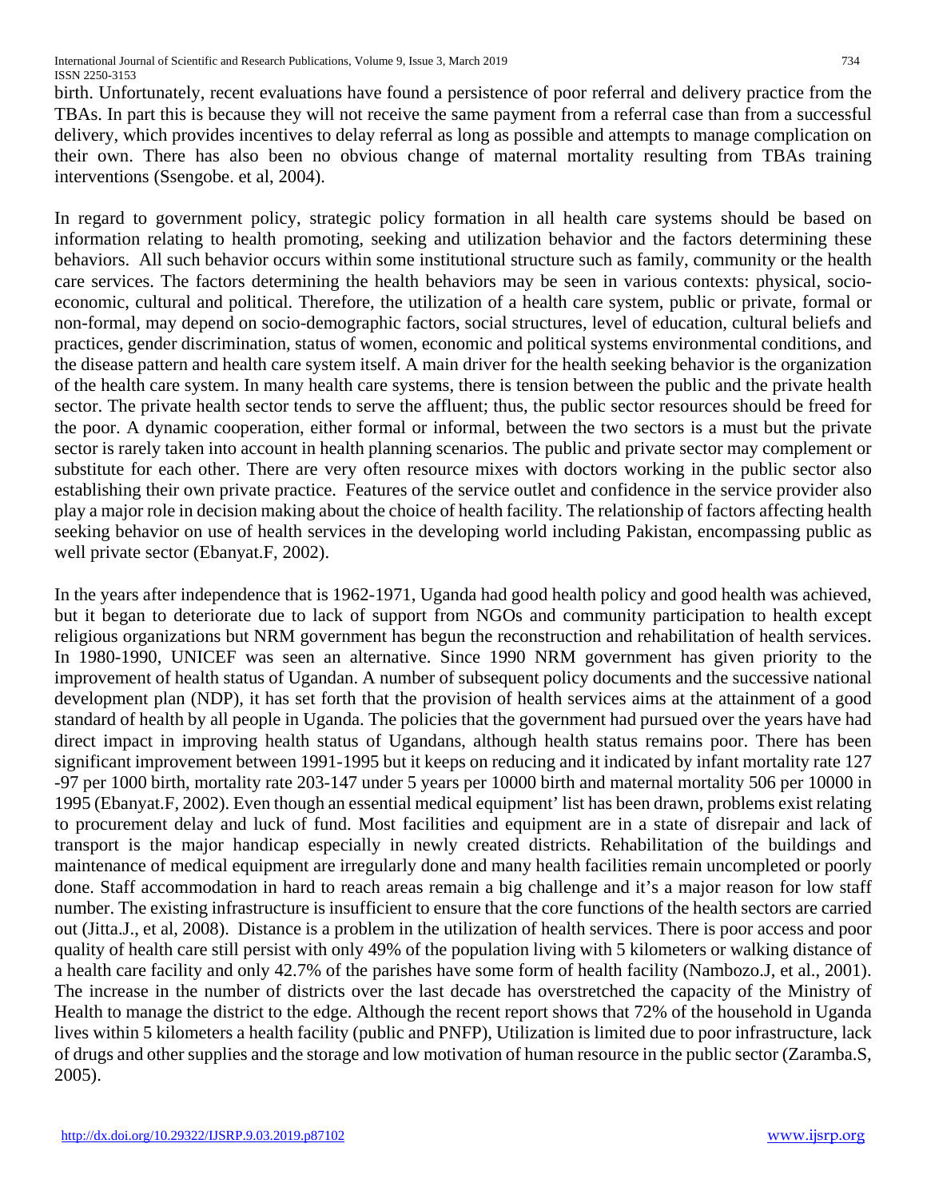birth. Unfortunately, recent evaluations have found a persistence of poor referral and delivery practice from the TBAs. In part this is because they will not receive the same payment from a referral case than from a successful delivery, which provides incentives to delay referral as long as possible and attempts to manage complication on their own. There has also been no obvious change of maternal mortality resulting from TBAs training interventions (Ssengobe. et al, 2004).

In regard to government policy, strategic policy formation in all health care systems should be based on information relating to health promoting, seeking and utilization behavior and the factors determining these behaviors. All such behavior occurs within some institutional structure such as family, community or the health care services. The factors determining the health behaviors may be seen in various contexts: physical, socio-economic, cultural and political. Therefore, the utilization of a health care system, public or private, formal or non-formal, may depend on socio-demographic factors, social structures, level of education, cultural beliefs and practices, gender discrimination, status of women, economic and political systems environmental conditions, and the disease pattern and health care system itself. A main driver for the health seeking behavior is the organization of the health care system. In many health care systems, there is tension between the public and the private health sector. The private health sector tends to serve the affluent; thus, the public sector resources should be freed for the poor. A dynamic cooperation, either formal or informal, between the two sectors is a must but the private sector is rarely taken into account in health planning scenarios. The public and private sector may complement or substitute for each other. There are very often resource mixes with doctors working in the public sector also establishing their own private practice. Features of the service outlet and confidence in the service provider also play a major role in decision making about the choice of health facility. The relationship of factors affecting health seeking behavior on use of health services in the developing world including Pakistan, encompassing public as well private sector (Ebanyat.F, 2002).

In the years after independence that is 1962-1971, Uganda had good health policy and good health was achieved, but it began to deteriorate due to lack of support from NGOs and community participation to health except religious organizations but NRM government has begun the reconstruction and rehabilitation of health services. In 1980-1990, UNICEF was seen an alternative. Since 1990 NRM government has given priority to the improvement of health status of Ugandan. A number of subsequent policy documents and the successive national development plan (NDP), it has set forth that the provision of health services aims at the attainment of a good standard of health by all people in Uganda. The policies that the government had pursued over the years have had direct impact in improving health status of Ugandans, although health status remains poor. There has been significant improvement between 1991-1995 but it keeps on reducing and it indicated by infant mortality rate 127 -97 per 1000 birth, mortality rate 203-147 under 5 years per 10000 birth and maternal mortality 506 per 10000 in 1995 (Ebanyat.F, 2002). Even though an essential medical equipment' list has been drawn, problems exist relating to procurement delay and luck of fund. Most facilities and equipment are in a state of disrepair and lack of transport is the major handicap especially in newly created districts. Rehabilitation of the buildings and maintenance of medical equipment are irregularly done and many health facilities remain uncompleted or poorly done. Staff accommodation in hard to reach areas remain a big challenge and it's a major reason for low staff number. The existing infrastructure is insufficient to ensure that the core functions of the health sectors are carried out (Jitta.J., et al, 2008). Distance is a problem in the utilization of health services. There is poor access and poor quality of health care still persist with only 49% of the population living with 5 kilometers or walking distance of a health care facility and only 42.7% of the parishes have some form of health facility (Nambozo.J, et al., 2001). The increase in the number of districts over the last decade has overstretched the capacity of the Ministry of Health to manage the district to the edge. Although the recent report shows that 72% of the household in Uganda lives within 5 kilometers a health facility (public and PNFP), Utilization is limited due to poor infrastructure, lack of drugs and other supplies and the storage and low motivation of human resource in the public sector (Zaramba.S, 2005).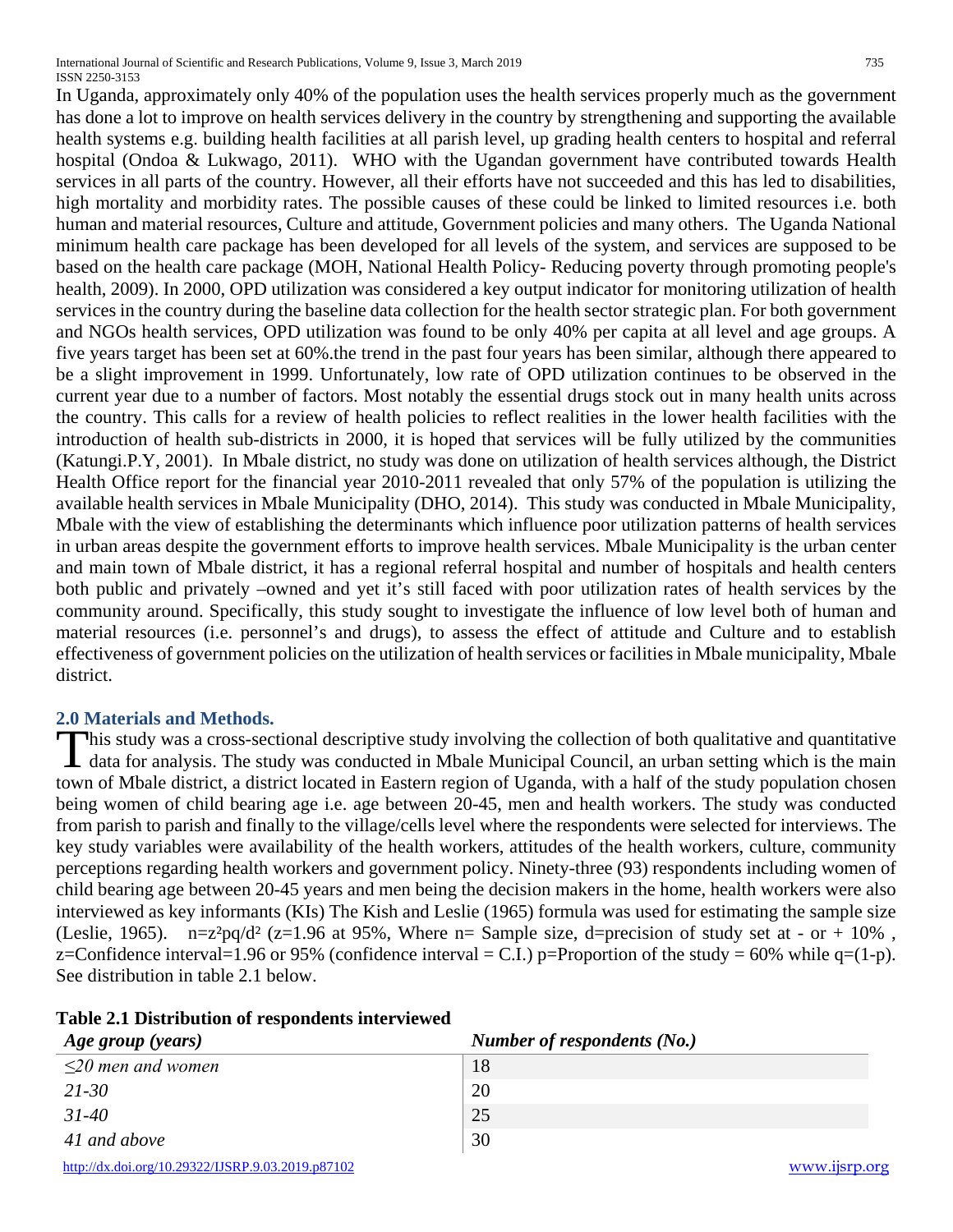In Uganda, approximately only 40% of the population uses the health services properly much as the government has done a lot to improve on health services delivery in the country by strengthening and supporting the available health systems e.g. building health facilities at all parish level, up grading health centers to hospital and referral hospital (Ondoa & Lukwago, 2011). WHO with the Ugandan government have contributed towards Health services in all parts of the country. However, all their efforts have not succeeded and this has led to disabilities, high mortality and morbidity rates. The possible causes of these could be linked to limited resources i.e. both human and material resources, Culture and attitude, Government policies and many others. The Uganda National minimum health care package has been developed for all levels of the system, and services are supposed to be based on the health care package (MOH, National Health Policy- Reducing poverty through promoting people's health, 2009). In 2000, OPD utilization was considered a key output indicator for monitoring utilization of health services in the country during the baseline data collection for the health sector strategic plan. For both government and NGOs health services, OPD utilization was found to be only 40% per capita at all level and age groups. A five years target has been set at 60%.the trend in the past four years has been similar, although there appeared to be a slight improvement in 1999. Unfortunately, low rate of OPD utilization continues to be observed in the current year due to a number of factors. Most notably the essential drugs stock out in many health units across the country. This calls for a review of health policies to reflect realities in the lower health facilities with the introduction of health sub-districts in 2000, it is hoped that services will be fully utilized by the communities (Katungi.P.Y, 2001). In Mbale district, no study was done on utilization of health services although, the District Health Office report for the financial year 2010-2011 revealed that only 57% of the population is utilizing the available health services in Mbale Municipality (DHO, 2014). This study was conducted in Mbale Municipality, Mbale with the view of establishing the determinants which influence poor utilization patterns of health services in urban areas despite the government efforts to improve health services. Mbale Municipality is the urban center and main town of Mbale district, it has a regional referral hospital and number of hospitals and health centers both public and privately –owned and yet it's still faced with poor utilization rates of health services by the community around. Specifically, this study sought to investigate the influence of low level both of human and material resources (i.e. personnel's and drugs), to assess the effect of attitude and Culture and to establish effectiveness of government policies on the utilization of health services or facilities in Mbale municipality, Mbale district.

## 2.0 Materials and Methods.

This study was a cross-sectional descriptive study involving the collection of both qualitative and quantitative data for analysis. The study was conducted in Mbale Municipal Council, an urban setting which is the main town of Mbale district, a district located in Eastern region of Uganda, with a half of the study population chosen being women of child bearing age i.e. age between 20-45, men and health workers. The study was conducted from parish to parish and finally to the village/cells level where the respondents were selected for interviews. The key study variables were availability of the health workers, attitudes of the health workers, culture, community perceptions regarding health workers and government policy. Ninety-three (93) respondents including women of child bearing age between 20-45 years and men being the decision makers in the home, health workers were also interviewed as key informants (KIs) The Kish and Leslie (1965) formula was used for estimating the sample size (Leslie, 1965). $n=z^2pq/d^2$ (z=1.96 at 95%, Where n= Sample size, d=precision of study set at - or + 10% , z=Confidence interval=1.96 or 95% (confidence interval = C.I.) p=Proportion of the study = 60% while q=(1-p). See distribution in table 2.1 below.

**Table 2.1 Distribution of respondents interviewed**

| *Age group (years)* | *Number of respondents (No.)* |
|---|---|
| *≤20 men and women* | 18 |
| *21-30* | 20 |
| *31-40* | 25 |
| *41 and above* | 30 |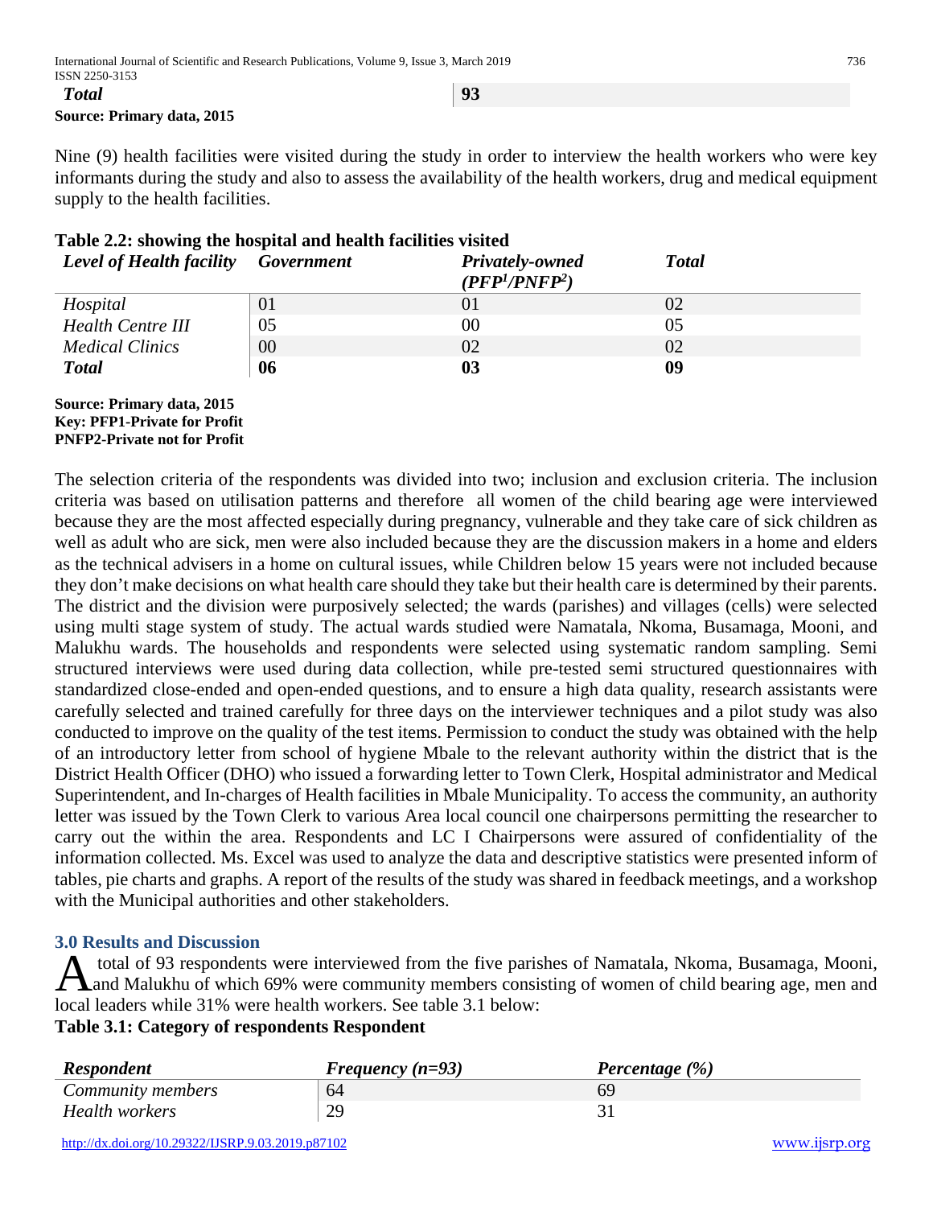| *Total* | **93** |
|---|---|

**Source: Primary data, 2015**

Nine (9) health facilities were visited during the study in order to interview the health workers who were key informants during the study and also to assess the availability of the health workers, drug and medical equipment supply to the health facilities.

**Table 2.2: showing the hospital and health facilities visited**

| *Level of Health facility* | *Government* | *Privately-owned (PFP[1]/PNFP[2])* | *Total* |
|---|---|---|---|
| *Hospital* | 01 | 01 | 02 |
| *Health Centre III* | 05 | 00 | 05 |
| *Medical Clinics* | 00 | 02 | 02 |
| ***Total*** | **06** | **03** | **09** |

**Source: Primary data, 2015**
**Key: PFP1-Private for Profit**
**PNFP2-Private not for Profit**

The selection criteria of the respondents was divided into two; inclusion and exclusion criteria. The inclusion criteria was based on utilisation patterns and therefore all women of the child bearing age were interviewed because they are the most affected especially during pregnancy, vulnerable and they take care of sick children as well as adult who are sick, men were also included because they are the discussion makers in a home and elders as the technical advisers in a home on cultural issues, while Children below 15 years were not included because they don't make decisions on what health care should they take but their health care is determined by their parents. The district and the division were purposively selected; the wards (parishes) and villages (cells) were selected using multi stage system of study. The actual wards studied were Namatala, Nkoma, Busamaga, Mooni, and Malukhu wards. The households and respondents were selected using systematic random sampling. Semi structured interviews were used during data collection, while pre-tested semi structured questionnaires with standardized close-ended and open-ended questions, and to ensure a high data quality, research assistants were carefully selected and trained carefully for three days on the interviewer techniques and a pilot study was also conducted to improve on the quality of the test items. Permission to conduct the study was obtained with the help of an introductory letter from school of hygiene Mbale to the relevant authority within the district that is the District Health Officer (DHO) who issued a forwarding letter to Town Clerk, Hospital administrator and Medical Superintendent, and In-charges of Health facilities in Mbale Municipality. To access the community, an authority letter was issued by the Town Clerk to various Area local council one chairpersons permitting the researcher to carry out the within the area. Respondents and LC I Chairpersons were assured of confidentiality of the information collected. Ms. Excel was used to analyze the data and descriptive statistics were presented inform of tables, pie charts and graphs. A report of the results of the study was shared in feedback meetings, and a workshop with the Municipal authorities and other stakeholders.

## 3.0 Results and Discussion

A total of 93 respondents were interviewed from the five parishes of Namatala, Nkoma, Busamaga, Mooni, and Malukhu of which 69% were community members consisting of women of child bearing age, men and local leaders while 31% were health workers. See table 3.1 below:

**Table 3.1: Category of respondents Respondent**

| *Respondent* | *Frequency (n=93)* | *Percentage (%)* |
|---|---|---|
| *Community members* | 64 | 69 |
| *Health workers* | 29 | 31 |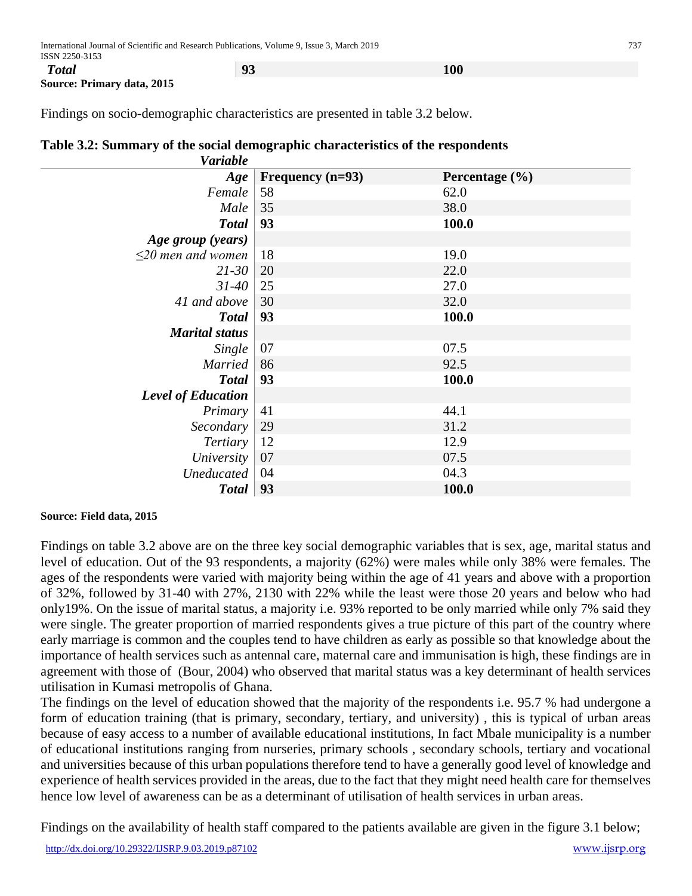| *Total* | **93** | **100** |
|---|---|---|

**Source: Primary data, 2015**

Findings on socio-demographic characteristics are presented in table 3.2 below.

**Table 3.2: Summary of the social demographic characteristics of the respondents**

| ***Variable*** | | |
|---|---|---|
| ***Age*** | **Frequency (n=93)** | **Percentage (%)** |
| *Female* | 58 | 62.0 |
| *Male* | 35 | 38.0 |
| ***Total*** | **93** | **100.0** |
| ***Age group (years)*** | | |
| *≤20 men and women* | 18 | 19.0 |
| *21-30* | 20 | 22.0 |
| *31-40* | 25 | 27.0 |
| *41 and above* | 30 | 32.0 |
| ***Total*** | **93** | **100.0** |
| ***Marital status*** | | |
| *Single* | 07 | 07.5 |
| *Married* | 86 | 92.5 |
| ***Total*** | **93** | **100.0** |
| ***Level of Education*** | | |
| *Primary* | 41 | 44.1 |
| *Secondary* | 29 | 31.2 |
| *Tertiary* | 12 | 12.9 |
| *University* | 07 | 07.5 |
| *Uneducated* | 04 | 04.3 |
| ***Total*** | **93** | **100.0** |

**Source: Field data, 2015**

Findings on table 3.2 above are on the three key social demographic variables that is sex, age, marital status and level of education. Out of the 93 respondents, a majority (62%) were males while only 38% were females. The ages of the respondents were varied with majority being within the age of 41 years and above with a proportion of 32%, followed by 31-40 with 27%, 2130 with 22% while the least were those 20 years and below who had only19%. On the issue of marital status, a majority i.e. 93% reported to be only married while only 7% said they were single. The greater proportion of married respondents gives a true picture of this part of the country where early marriage is common and the couples tend to have children as early as possible so that knowledge about the importance of health services such as antennal care, maternal care and immunisation is high, these findings are in agreement with those of (Bour, 2004) who observed that marital status was a key determinant of health services utilisation in Kumasi metropolis of Ghana.

The findings on the level of education showed that the majority of the respondents i.e. 95.7 % had undergone a form of education training (that is primary, secondary, tertiary, and university) , this is typical of urban areas because of easy access to a number of available educational institutions, In fact Mbale municipality is a number of educational institutions ranging from nurseries, primary schools , secondary schools, tertiary and vocational and universities because of this urban populations therefore tend to have a generally good level of knowledge and experience of health services provided in the areas, due to the fact that they might need health care for themselves hence low level of awareness can be as a determinant of utilisation of health services in urban areas.

Findings on the availability of health staff compared to the patients available are given in the figure 3.1 below;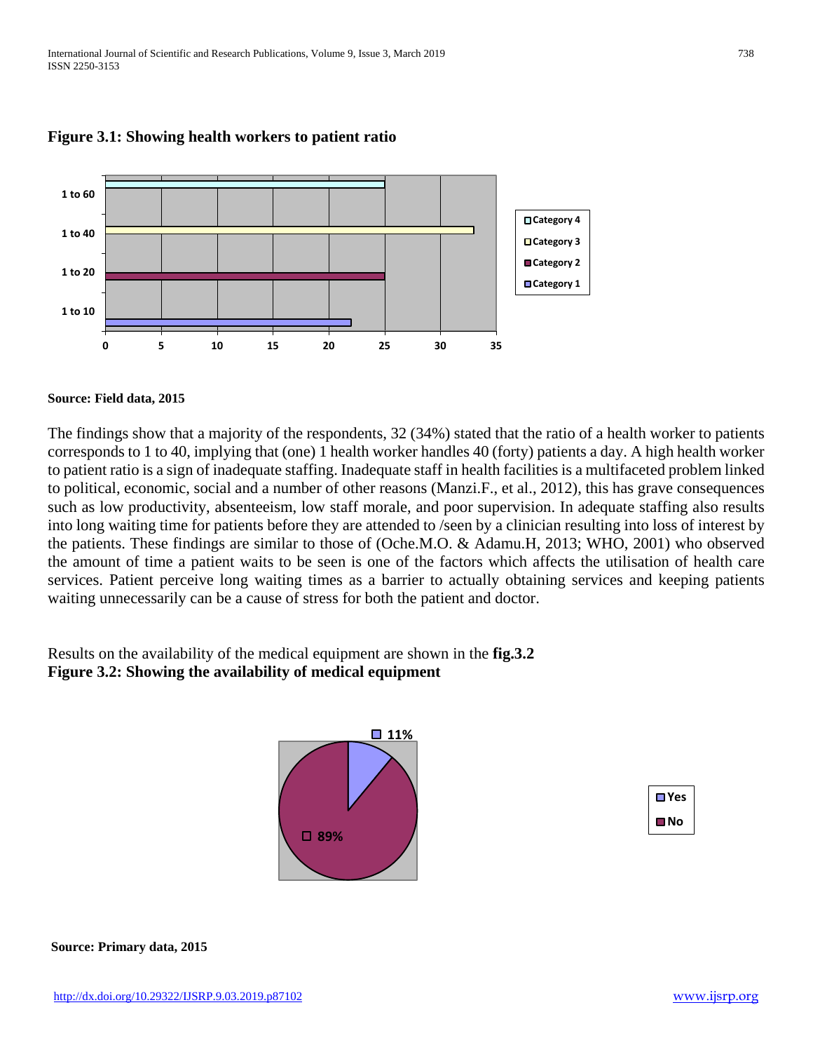**Figure 3.1: Showing health workers to patient ratio**

**Source: Field data, 2015**

The findings show that a majority of the respondents, 32 (34%) stated that the ratio of a health worker to patients corresponds to 1 to 40, implying that (one) 1 health worker handles 40 (forty) patients a day. A high health worker to patient ratio is a sign of inadequate staffing. Inadequate staff in health facilities is a multifaceted problem linked to political, economic, social and a number of other reasons (Manzi.F., et al., 2012), this has grave consequences such as low productivity, absenteeism, low staff morale, and poor supervision. In adequate staffing also results into long waiting time for patients before they are attended to /seen by a clinician resulting into loss of interest by the patients. These findings are similar to those of (Oche.M.O. & Adamu.H, 2013; WHO, 2001) who observed the amount of time a patient waits to be seen is one of the factors which affects the utilisation of health care services. Patient perceive long waiting times as a barrier to actually obtaining services and keeping patients waiting unnecessarily can be a cause of stress for both the patient and doctor.

Results on the availability of the medical equipment are shown in the **fig.3.2**

**Figure 3.2: Showing the availability of medical equipment**

**Source: Primary data, 2015**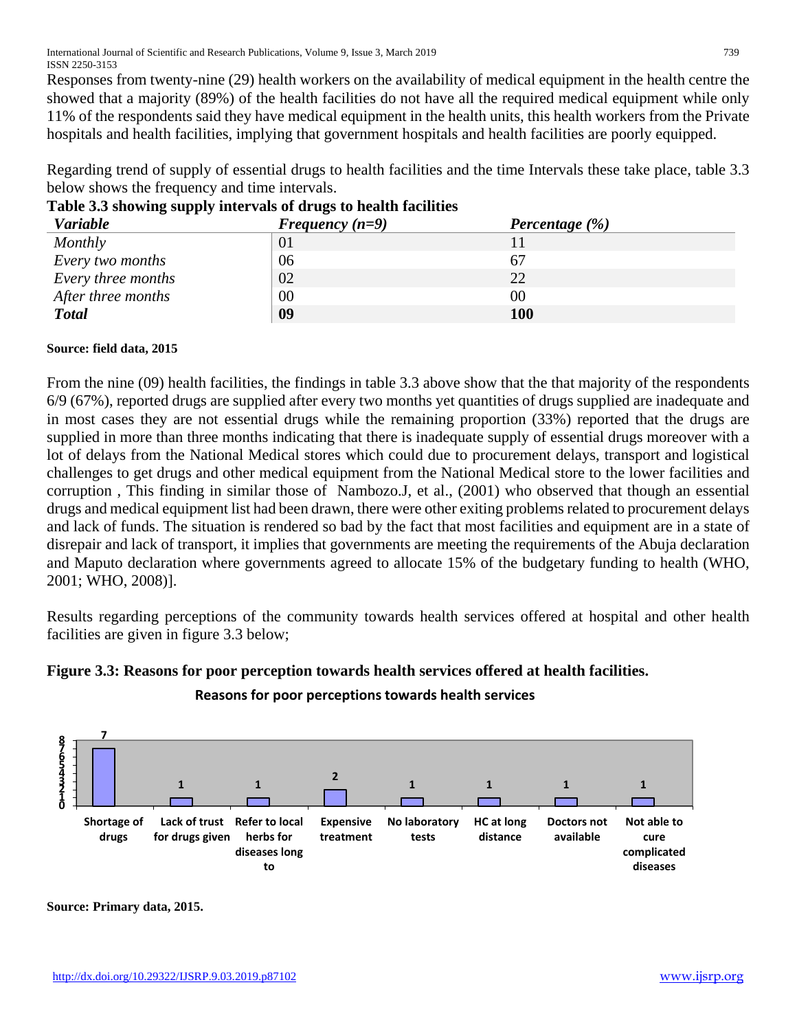Responses from twenty-nine (29) health workers on the availability of medical equipment in the health centre the showed that a majority (89%) of the health facilities do not have all the required medical equipment while only 11% of the respondents said they have medical equipment in the health units, this health workers from the Private hospitals and health facilities, implying that government hospitals and health facilities are poorly equipped.

Regarding trend of supply of essential drugs to health facilities and the time Intervals these take place, table 3.3 below shows the frequency and time intervals.

**Table 3.3 showing supply intervals of drugs to health facilities**

| *Variable* | *Frequency (n=9)* | *Percentage (%)* |
|---|---|---|
| *Monthly* | 01 | 11 |
| *Every two months* | 06 | 67 |
| *Every three months* | 02 | 22 |
| *After three months* | 00 | 00 |
| ***Total*** | **09** | **100** |

**Source: field data, 2015**

From the nine (09) health facilities, the findings in table 3.3 above show that the that majority of the respondents 6/9 (67%), reported drugs are supplied after every two months yet quantities of drugs supplied are inadequate and in most cases they are not essential drugs while the remaining proportion (33%) reported that the drugs are supplied in more than three months indicating that there is inadequate supply of essential drugs moreover with a lot of delays from the National Medical stores which could due to procurement delays, transport and logistical challenges to get drugs and other medical equipment from the National Medical store to the lower facilities and corruption , This finding in similar those of Nambozo.J, et al., (2001) who observed that though an essential drugs and medical equipment list had been drawn, there were other exiting problems related to procurement delays and lack of funds. The situation is rendered so bad by the fact that most facilities and equipment are in a state of disrepair and lack of transport, it implies that governments are meeting the requirements of the Abuja declaration and Maputo declaration where governments agreed to allocate 15% of the budgetary funding to health (WHO, 2001; WHO, 2008)].

Results regarding perceptions of the community towards health services offered at hospital and other health facilities are given in figure 3.3 below;

**Figure 3.3: Reasons for poor perception towards health services offered at health facilities.**

**Reasons for poor perceptions towards health services**

| Reason | Count |
|---|---|
| Shortage of drugs | 7 |
| Lack of trust for drugs given | 1 |
| Refer to local herbs for diseases long to | 1 |
| Expensive treatment | 2 |
| No laboratory tests | 1 |
| HC at long distance | 1 |
| Doctors not available | 1 |
| Not able to cure complicated diseases | 1 |

**Source: Primary data, 2015.**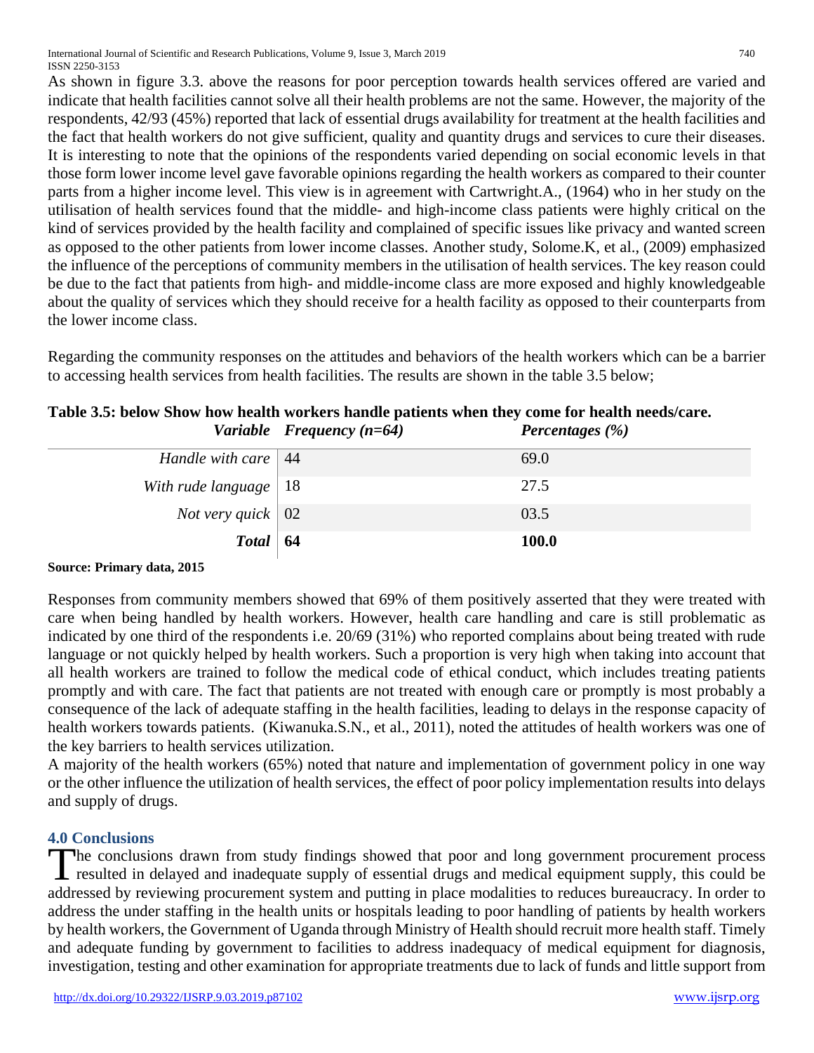As shown in figure 3.3. above the reasons for poor perception towards health services offered are varied and indicate that health facilities cannot solve all their health problems are not the same. However, the majority of the respondents, 42/93 (45%) reported that lack of essential drugs availability for treatment at the health facilities and the fact that health workers do not give sufficient, quality and quantity drugs and services to cure their diseases. It is interesting to note that the opinions of the respondents varied depending on social economic levels in that those form lower income level gave favorable opinions regarding the health workers as compared to their counter parts from a higher income level. This view is in agreement with Cartwright.A., (1964) who in her study on the utilisation of health services found that the middle- and high-income class patients were highly critical on the kind of services provided by the health facility and complained of specific issues like privacy and wanted screen as opposed to the other patients from lower income classes. Another study, Solome.K, et al., (2009) emphasized the influence of the perceptions of community members in the utilisation of health services. The key reason could be due to the fact that patients from high- and middle-income class are more exposed and highly knowledgeable about the quality of services which they should receive for a health facility as opposed to their counterparts from the lower income class.

Regarding the community responses on the attitudes and behaviors of the health workers which can be a barrier to accessing health services from health facilities. The results are shown in the table 3.5 below;

**Table 3.5: below Show how health workers handle patients when they come for health needs/care.**

| *Variable* | *Frequency (n=64)* | *Percentages (%)* |
|---|---|---|
| *Handle with care* | 44 | 69.0 |
| *With rude language* | 18 | 27.5 |
| *Not very quick* | 02 | 03.5 |
| ***Total*** | **64** | **100.0** |

**Source: Primary data, 2015**

Responses from community members showed that 69% of them positively asserted that they were treated with care when being handled by health workers. However, health care handling and care is still problematic as indicated by one third of the respondents i.e. 20/69 (31%) who reported complains about being treated with rude language or not quickly helped by health workers. Such a proportion is very high when taking into account that all health workers are trained to follow the medical code of ethical conduct, which includes treating patients promptly and with care. The fact that patients are not treated with enough care or promptly is most probably a consequence of the lack of adequate staffing in the health facilities, leading to delays in the response capacity of health workers towards patients. (Kiwanuka.S.N., et al., 2011), noted the attitudes of health workers was one of the key barriers to health services utilization.

A majority of the health workers (65%) noted that nature and implementation of government policy in one way or the other influence the utilization of health services, the effect of poor policy implementation results into delays and supply of drugs.

## 4.0 Conclusions

The conclusions drawn from study findings showed that poor and long government procurement process resulted in delayed and inadequate supply of essential drugs and medical equipment supply, this could be addressed by reviewing procurement system and putting in place modalities to reduces bureaucracy. In order to address the under staffing in the health units or hospitals leading to poor handling of patients by health workers by health workers, the Government of Uganda through Ministry of Health should recruit more health staff. Timely and adequate funding by government to facilities to address inadequacy of medical equipment for diagnosis, investigation, testing and other examination for appropriate treatments due to lack of funds and little support from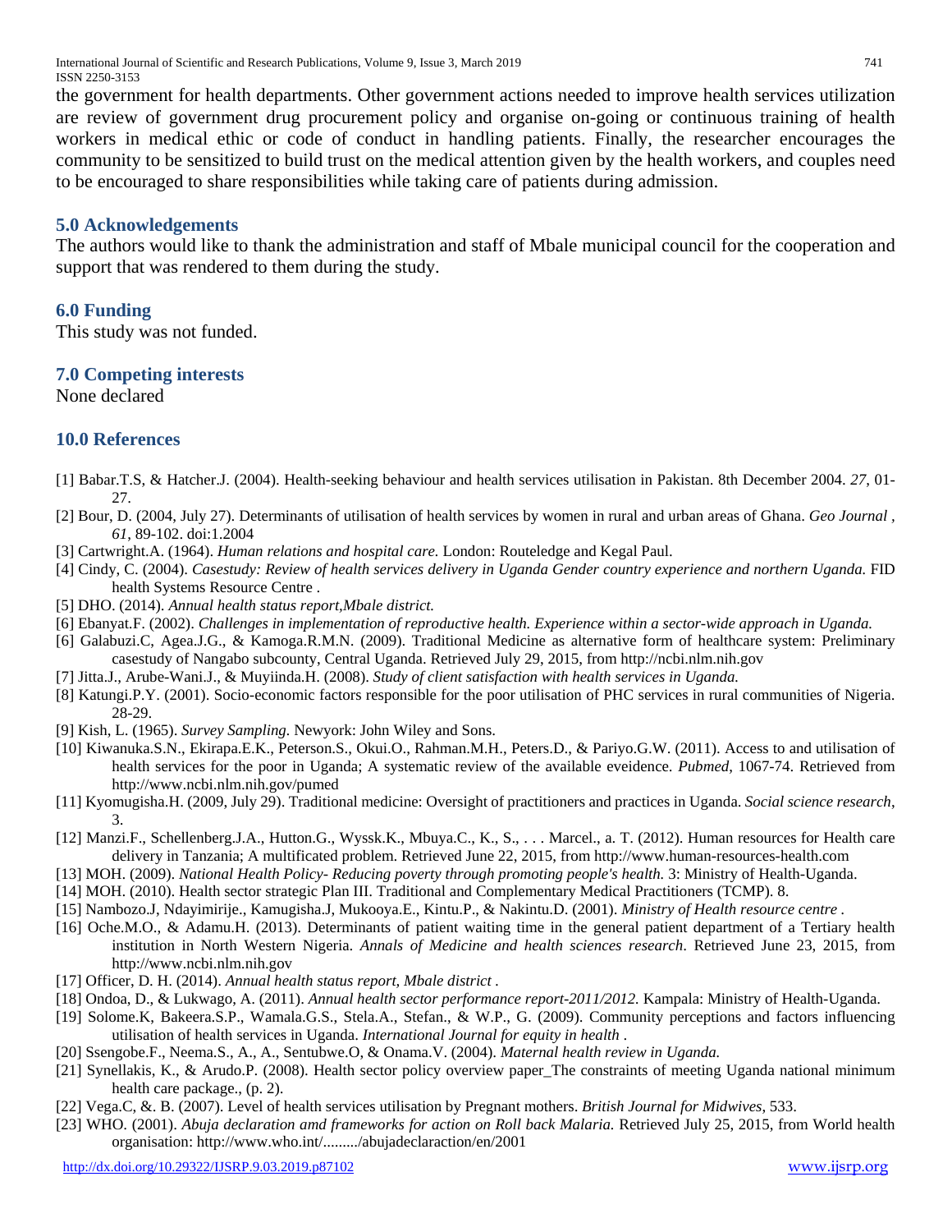the government for health departments. Other government actions needed to improve health services utilization are review of government drug procurement policy and organise on-going or continuous training of health workers in medical ethic or code of conduct in handling patients. Finally, the researcher encourages the community to be sensitized to build trust on the medical attention given by the health workers, and couples need to be encouraged to share responsibilities while taking care of patients during admission.

## 5.0 Acknowledgements

The authors would like to thank the administration and staff of Mbale municipal council for the cooperation and support that was rendered to them during the study.

## 6.0 Funding

This study was not funded.

## 7.0 Competing interests

None declared

## 10.0 References

[1] Babar.T.S, & Hatcher.J. (2004). Health-seeking behaviour and health services utilisation in Pakistan. 8th December 2004. *27*, 01-27.

[2] Bour, D. (2004, July 27). Determinants of utilisation of health services by women in rural and urban areas of Ghana. *Geo Journal , 61*, 89-102. doi:1.2004

[3] Cartwright.A. (1964). *Human relations and hospital care.* London: Routeledge and Kegal Paul.

[4] Cindy, C. (2004). *Casestudy: Review of health services delivery in Uganda Gender country experience and northern Uganda.* FID health Systems Resource Centre .

[5] DHO. (2014). *Annual health status report,Mbale district.*

[6] Ebanyat.F. (2002). *Challenges in implementation of reproductive health. Experience within a sector-wide approach in Uganda.*

[6] Galabuzi.C, Agea.J.G., & Kamoga.R.M.N. (2009). Traditional Medicine as alternative form of healthcare system: Preliminary casestudy of Nangabo subcounty, Central Uganda. Retrieved July 29, 2015, from http://ncbi.nlm.nih.gov

[7] Jitta.J., Arube-Wani.J., & Muyiinda.H. (2008). *Study of client satisfaction with health services in Uganda.*

[8] Katungi.P.Y. (2001). Socio-economic factors responsible for the poor utilisation of PHC services in rural communities of Nigeria. 28-29.

[9] Kish, L. (1965). *Survey Sampling.* Newyork: John Wiley and Sons.

[10] Kiwanuka.S.N., Ekirapa.E.K., Peterson.S., Okui.O., Rahman.M.H., Peters.D., & Pariyo.G.W. (2011). Access to and utilisation of health services for the poor in Uganda; A systematic review of the available eveidence. *Pubmed*, 1067-74. Retrieved from http://www.ncbi.nlm.nih.gov/pumed

[11] Kyomugisha.H. (2009, July 29). Traditional medicine: Oversight of practitioners and practices in Uganda. *Social science research*, 3.

[12] Manzi.F., Schellenberg.J.A., Hutton.G., Wyssk.K., Mbuya.C., K., S., . . . Marcel., a. T. (2012). Human resources for Health care delivery in Tanzania; A multificated problem. Retrieved June 22, 2015, from http://www.human-resources-health.com

[13] MOH. (2009). *National Health Policy- Reducing poverty through promoting people's health.* 3: Ministry of Health-Uganda.

[14] MOH. (2010). Health sector strategic Plan III. Traditional and Complementary Medical Practitioners (TCMP). 8.

[15] Nambozo.J, Ndayimirije., Kamugisha.J, Mukooya.E., Kintu.P., & Nakintu.D. (2001). *Ministry of Health resource centre .*

[16] Oche.M.O., & Adamu.H. (2013). Determinants of patient waiting time in the general patient department of a Tertiary health institution in North Western Nigeria. *Annals of Medicine and health sciences research*. Retrieved June 23, 2015, from http://www.ncbi.nlm.nih.gov

[17] Officer, D. H. (2014). *Annual health status report, Mbale district .*

[18] Ondoa, D., & Lukwago, A. (2011). *Annual health sector performance report-2011/2012.* Kampala: Ministry of Health-Uganda.

[19] Solome.K, Bakeera.S.P., Wamala.G.S., Stela.A., Stefan., & W.P., G. (2009). Community perceptions and factors influencing utilisation of health services in Uganda. *International Journal for equity in health .*

[20] Ssengobe.F., Neema.S., A., A., Sentubwe.O, & Onama.V. (2004). *Maternal health review in Uganda.*

[21] Synellakis, K., & Arudo.P. (2008). Health sector policy overview paper_The constraints of meeting Uganda national minimum health care package., (p. 2).

[22] Vega.C, &. B. (2007). Level of health services utilisation by Pregnant mothers. *British Journal for Midwives*, 533.

[23] WHO. (2001). *Abuja declaration amd frameworks for action on Roll back Malaria.* Retrieved July 25, 2015, from World health organisation: http://www.who.int/........./abujadeclaraction/en/2001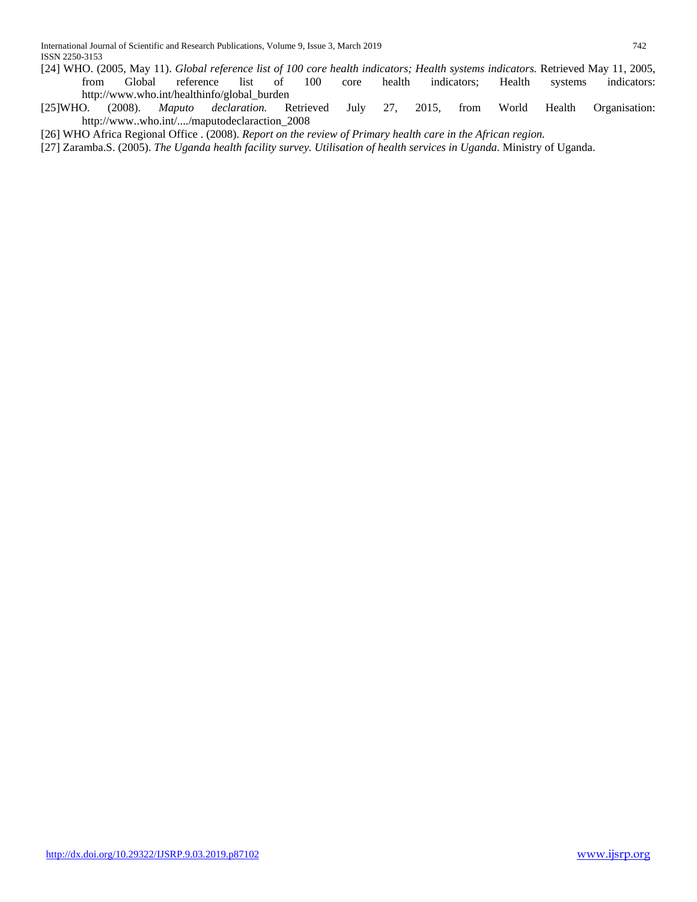[24] WHO. (2005, May 11). *Global reference list of 100 core health indicators; Health systems indicators.* Retrieved May 11, 2005, from Global reference list of 100 core health indicators; Health systems indicators: http://www.who.int/healthinfo/global_burden

[25]WHO. (2008). *Maputo declaration.* Retrieved July 27, 2015, from World Health Organisation: http://www..who.int/..../maputodeclaraction_2008

[26] WHO Africa Regional Office . (2008). *Report on the review of Primary health care in the African region.*

[27] Zaramba.S. (2005). *The Uganda health facility survey. Utilisation of health services in Uganda.* Ministry of Uganda.